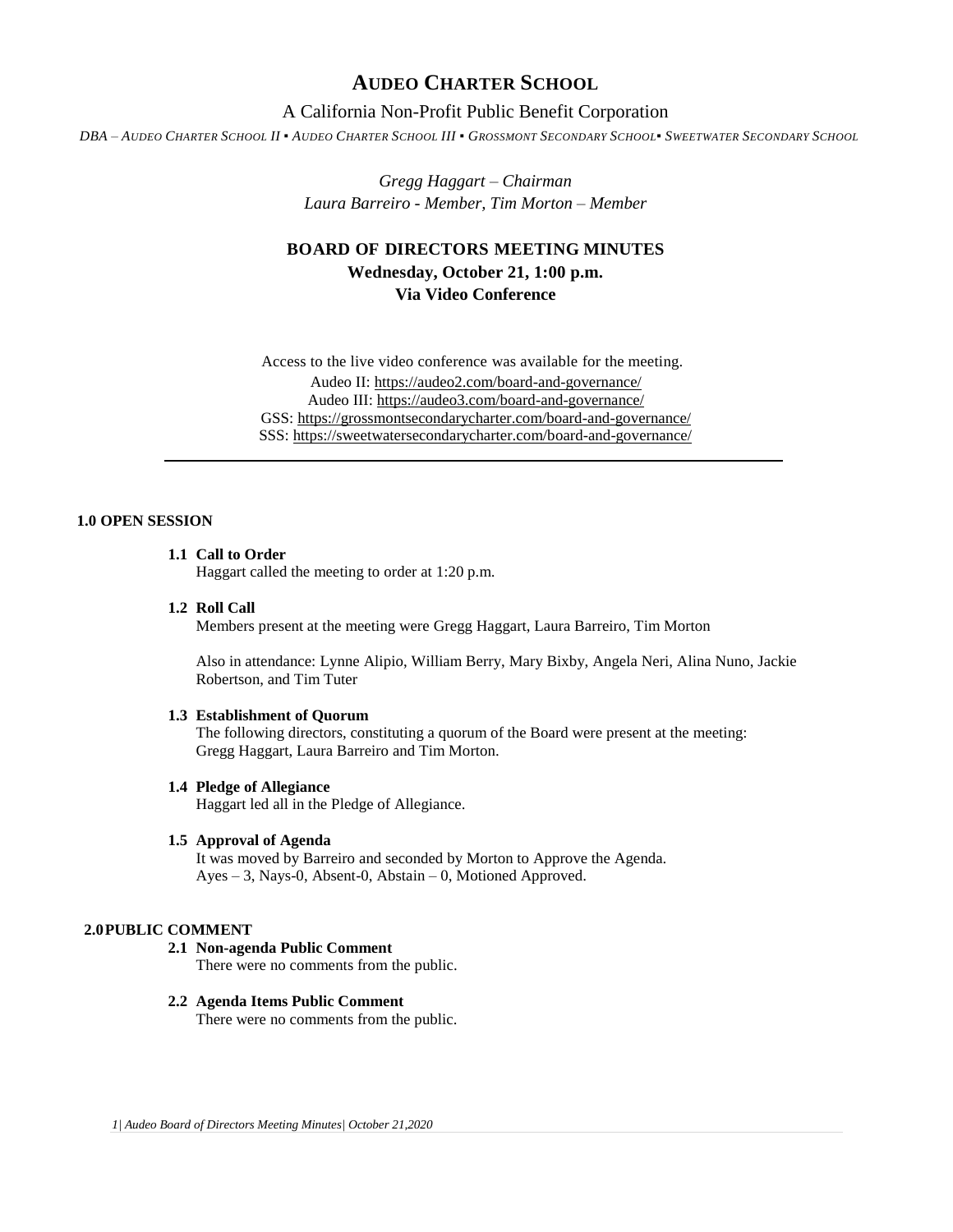# AUDEO CHARTER SCHOOL

A California Non-Profit Public Benefit Corporation

*DBA – AUDEO CHARTER SCHOOL II ▪ AUDEO CHARTER SCHOOL III ▪ GROSSMONT SECONDARY SCHOOL▪ SWEETWATER SECONDARY SCHOOL*

*Gregg Haggart – Chairman*
*Laura Barreiro - Member, Tim Morton – Member*

## BOARD OF DIRECTORS MEETING MINUTES
**Wednesday, October 21, 1:00 p.m.**
**Via Video Conference**

Access to the live video conference was available for the meeting.
Audeo II: https://audeo2.com/board-and-governance/
Audeo III: https://audeo3.com/board-and-governance/
GSS: https://grossmontsecondarycharter.com/board-and-governance/
SSS: https://sweetwatersecondarycharter.com/board-and-governance/

---

### 1.0 OPEN SESSION

**1.1 Call to Order**
Haggart called the meeting to order at 1:20 p.m.

**1.2 Roll Call**
Members present at the meeting were Gregg Haggart, Laura Barreiro, Tim Morton

Also in attendance: Lynne Alipio, William Berry, Mary Bixby, Angela Neri, Alina Nuno, Jackie Robertson, and Tim Tuter

**1.3 Establishment of Quorum**
The following directors, constituting a quorum of the Board were present at the meeting: Gregg Haggart, Laura Barreiro and Tim Morton.

**1.4 Pledge of Allegiance**
Haggart led all in the Pledge of Allegiance.

**1.5 Approval of Agenda**
It was moved by Barreiro and seconded by Morton to Approve the Agenda.
Ayes – 3, Nays-0, Absent-0, Abstain – 0, Motioned Approved.

### 2.0 PUBLIC COMMENT

**2.1 Non-agenda Public Comment**
There were no comments from the public.

**2.2 Agenda Items Public Comment**
There were no comments from the public.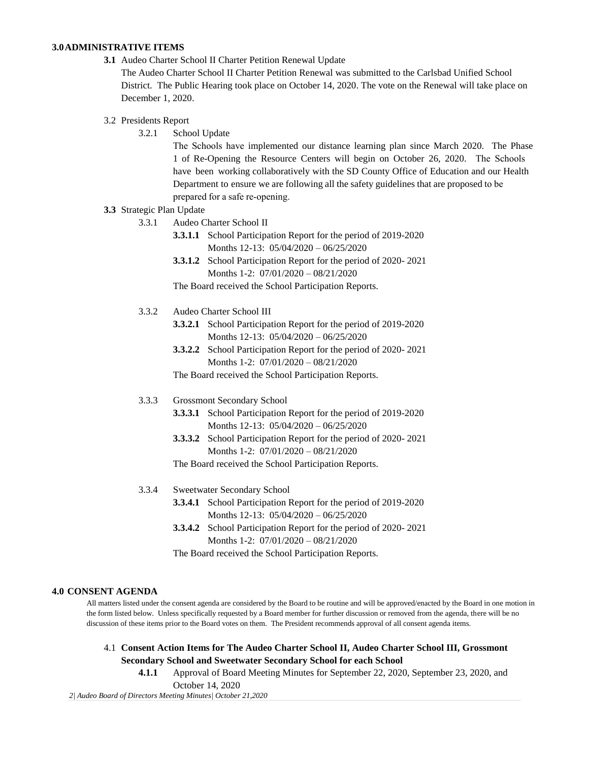**3.0 ADMINISTRATIVE ITEMS**

**3.1** Audeo Charter School II Charter Petition Renewal Update

The Audeo Charter School II Charter Petition Renewal was submitted to the Carlsbad Unified School District. The Public Hearing took place on October 14, 2020. The vote on the Renewal will take place on December 1, 2020.

3.2 Presidents Report

3.2.1 School Update

The Schools have implemented our distance learning plan since March 2020. The Phase 1 of Re-Opening the Resource Centers will begin on October 26, 2020. The Schools have been working collaboratively with the SD County Office of Education and our Health Department to ensure we are following all the safety guidelines that are proposed to be prepared for a safe re-opening.

**3.3** Strategic Plan Update

3.3.1 Audeo Charter School II

**3.3.1.1** School Participation Report for the period of 2019-2020 Months 12-13: 05/04/2020 – 06/25/2020

**3.3.1.2** School Participation Report for the period of 2020- 2021 Months 1-2: 07/01/2020 – 08/21/2020

The Board received the School Participation Reports.

3.3.2 Audeo Charter School III

**3.3.2.1** School Participation Report for the period of 2019-2020 Months 12-13: 05/04/2020 – 06/25/2020

**3.3.2.2** School Participation Report for the period of 2020- 2021 Months 1-2: 07/01/2020 – 08/21/2020

The Board received the School Participation Reports.

3.3.3 Grossmont Secondary School

**3.3.3.1** School Participation Report for the period of 2019-2020 Months 12-13: 05/04/2020 – 06/25/2020

**3.3.3.2** School Participation Report for the period of 2020- 2021 Months 1-2: 07/01/2020 – 08/21/2020

The Board received the School Participation Reports.

3.3.4 Sweetwater Secondary School

**3.3.4.1** School Participation Report for the period of 2019-2020 Months 12-13: 05/04/2020 – 06/25/2020

**3.3.4.2** School Participation Report for the period of 2020- 2021 Months 1-2: 07/01/2020 – 08/21/2020

The Board received the School Participation Reports.

**4.0 CONSENT AGENDA**

All matters listed under the consent agenda are considered by the Board to be routine and will be approved/enacted by the Board in one motion in the form listed below. Unless specifically requested by a Board member for further discussion or removed from the agenda, there will be no discussion of these items prior to the Board votes on them. The President recommends approval of all consent agenda items.

4.1 **Consent Action Items for The Audeo Charter School II, Audeo Charter School III, Grossmont Secondary School and Sweetwater Secondary School for each School**

**4.1.1** Approval of Board Meeting Minutes for September 22, 2020, September 23, 2020, and October 14, 2020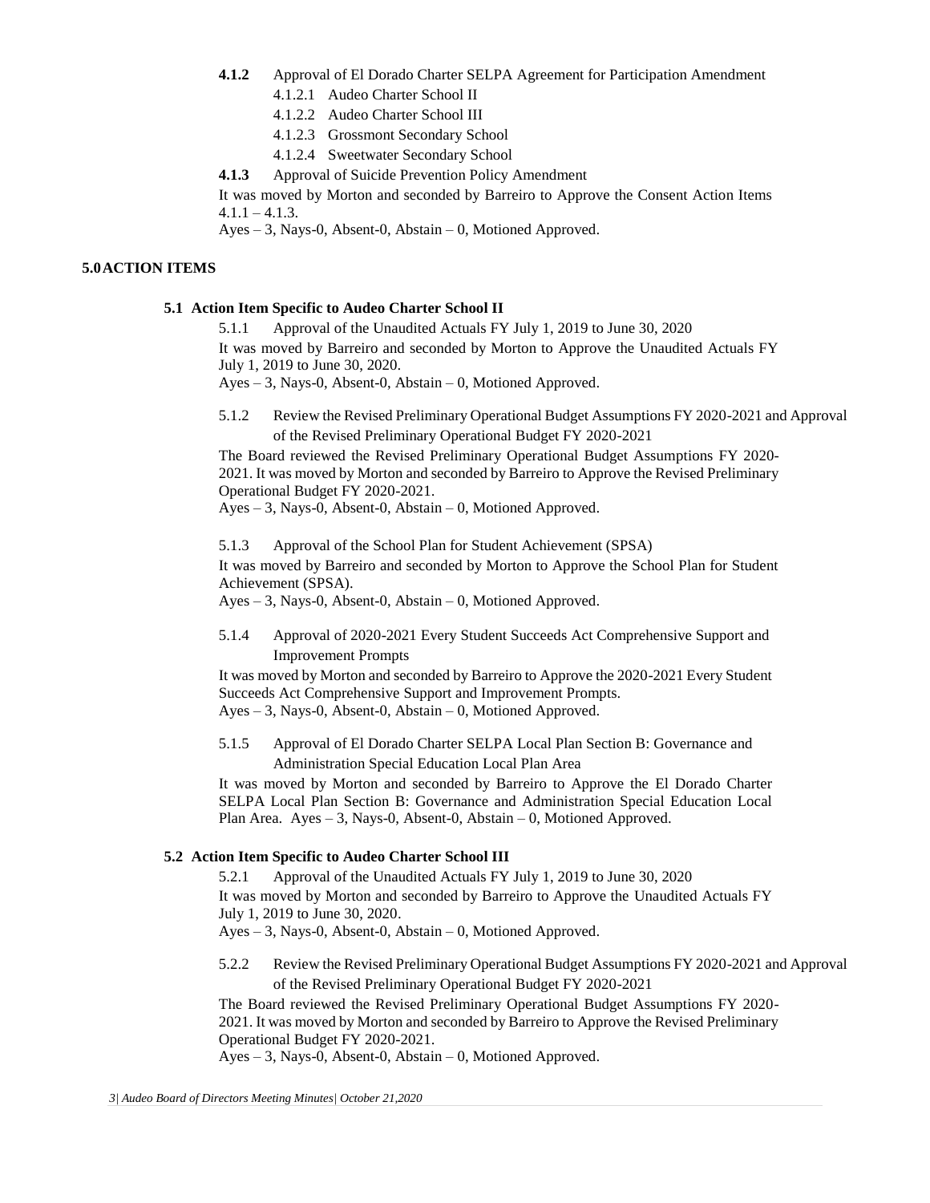**4.1.2** Approval of El Dorado Charter SELPA Agreement for Participation Amendment

- 4.1.2.1 Audeo Charter School II
- 4.1.2.2 Audeo Charter School III
- 4.1.2.3 Grossmont Secondary School
- 4.1.2.4 Sweetwater Secondary School

**4.1.3** Approval of Suicide Prevention Policy Amendment

It was moved by Morton and seconded by Barreiro to Approve the Consent Action Items 4.1.1 – 4.1.3.

Ayes – 3, Nays-0, Absent-0, Abstain – 0, Motioned Approved.

## 5.0 ACTION ITEMS

### 5.1 Action Item Specific to Audeo Charter School II

5.1.1 Approval of the Unaudited Actuals FY July 1, 2019 to June 30, 2020

It was moved by Barreiro and seconded by Morton to Approve the Unaudited Actuals FY July 1, 2019 to June 30, 2020.

Ayes – 3, Nays-0, Absent-0, Abstain – 0, Motioned Approved.

5.1.2 Review the Revised Preliminary Operational Budget Assumptions FY 2020-2021 and Approval of the Revised Preliminary Operational Budget FY 2020-2021

The Board reviewed the Revised Preliminary Operational Budget Assumptions FY 2020-2021. It was moved by Morton and seconded by Barreiro to Approve the Revised Preliminary Operational Budget FY 2020-2021.

Ayes – 3, Nays-0, Absent-0, Abstain – 0, Motioned Approved.

5.1.3 Approval of the School Plan for Student Achievement (SPSA)

It was moved by Barreiro and seconded by Morton to Approve the School Plan for Student Achievement (SPSA).

Ayes – 3, Nays-0, Absent-0, Abstain – 0, Motioned Approved.

5.1.4 Approval of 2020-2021 Every Student Succeeds Act Comprehensive Support and Improvement Prompts

It was moved by Morton and seconded by Barreiro to Approve the 2020-2021 Every Student Succeeds Act Comprehensive Support and Improvement Prompts.

Ayes – 3, Nays-0, Absent-0, Abstain – 0, Motioned Approved.

5.1.5 Approval of El Dorado Charter SELPA Local Plan Section B: Governance and Administration Special Education Local Plan Area

It was moved by Morton and seconded by Barreiro to Approve the El Dorado Charter SELPA Local Plan Section B: Governance and Administration Special Education Local Plan Area. Ayes – 3, Nays-0, Absent-0, Abstain – 0, Motioned Approved.

### 5.2 Action Item Specific to Audeo Charter School III

5.2.1 Approval of the Unaudited Actuals FY July 1, 2019 to June 30, 2020

It was moved by Morton and seconded by Barreiro to Approve the Unaudited Actuals FY July 1, 2019 to June 30, 2020.

Ayes – 3, Nays-0, Absent-0, Abstain – 0, Motioned Approved.

5.2.2 Review the Revised Preliminary Operational Budget Assumptions FY 2020-2021 and Approval of the Revised Preliminary Operational Budget FY 2020-2021

The Board reviewed the Revised Preliminary Operational Budget Assumptions FY 2020-2021. It was moved by Morton and seconded by Barreiro to Approve the Revised Preliminary Operational Budget FY 2020-2021.

Ayes – 3, Nays-0, Absent-0, Abstain – 0, Motioned Approved.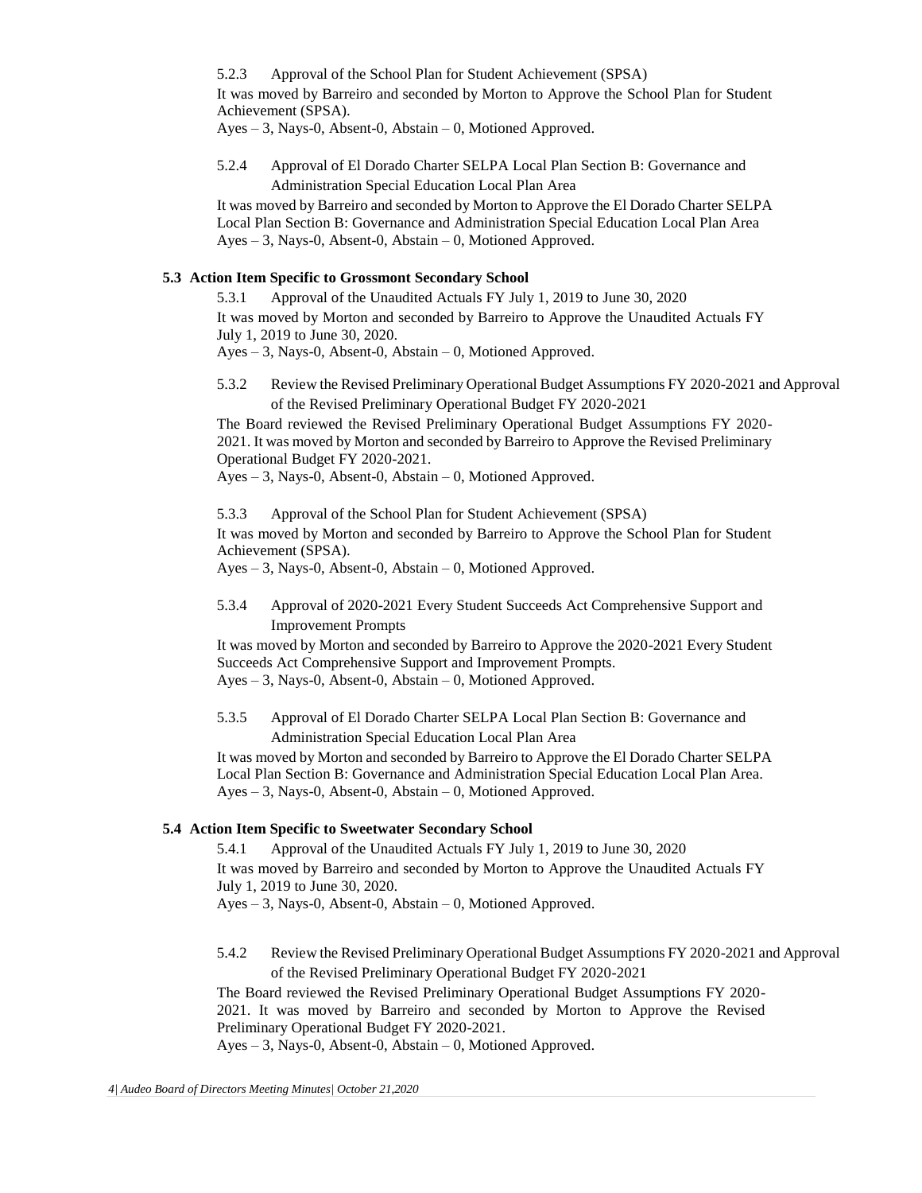5.2.3 Approval of the School Plan for Student Achievement (SPSA)

It was moved by Barreiro and seconded by Morton to Approve the School Plan for Student Achievement (SPSA).

Ayes – 3, Nays-0, Absent-0, Abstain – 0, Motioned Approved.

5.2.4 Approval of El Dorado Charter SELPA Local Plan Section B: Governance and Administration Special Education Local Plan Area

It was moved by Barreiro and seconded by Morton to Approve the El Dorado Charter SELPA Local Plan Section B: Governance and Administration Special Education Local Plan Area

Ayes – 3, Nays-0, Absent-0, Abstain – 0, Motioned Approved.

**5.3 Action Item Specific to Grossmont Secondary School**

5.3.1 Approval of the Unaudited Actuals FY July 1, 2019 to June 30, 2020

It was moved by Morton and seconded by Barreiro to Approve the Unaudited Actuals FY July 1, 2019 to June 30, 2020.

Ayes – 3, Nays-0, Absent-0, Abstain – 0, Motioned Approved.

5.3.2 Review the Revised Preliminary Operational Budget Assumptions FY 2020-2021 and Approval of the Revised Preliminary Operational Budget FY 2020-2021

The Board reviewed the Revised Preliminary Operational Budget Assumptions FY 2020-2021. It was moved by Morton and seconded by Barreiro to Approve the Revised Preliminary Operational Budget FY 2020-2021.

Ayes – 3, Nays-0, Absent-0, Abstain – 0, Motioned Approved.

5.3.3 Approval of the School Plan for Student Achievement (SPSA)

It was moved by Morton and seconded by Barreiro to Approve the School Plan for Student Achievement (SPSA).

Ayes – 3, Nays-0, Absent-0, Abstain – 0, Motioned Approved.

5.3.4 Approval of 2020-2021 Every Student Succeeds Act Comprehensive Support and Improvement Prompts

It was moved by Morton and seconded by Barreiro to Approve the 2020-2021 Every Student Succeeds Act Comprehensive Support and Improvement Prompts.

Ayes – 3, Nays-0, Absent-0, Abstain – 0, Motioned Approved.

5.3.5 Approval of El Dorado Charter SELPA Local Plan Section B: Governance and Administration Special Education Local Plan Area

It was moved by Morton and seconded by Barreiro to Approve the El Dorado Charter SELPA Local Plan Section B: Governance and Administration Special Education Local Plan Area.

Ayes – 3, Nays-0, Absent-0, Abstain – 0, Motioned Approved.

**5.4 Action Item Specific to Sweetwater Secondary School**

5.4.1 Approval of the Unaudited Actuals FY July 1, 2019 to June 30, 2020

It was moved by Barreiro and seconded by Morton to Approve the Unaudited Actuals FY July 1, 2019 to June 30, 2020.

Ayes – 3, Nays-0, Absent-0, Abstain – 0, Motioned Approved.

5.4.2 Review the Revised Preliminary Operational Budget Assumptions FY 2020-2021 and Approval of the Revised Preliminary Operational Budget FY 2020-2021

The Board reviewed the Revised Preliminary Operational Budget Assumptions FY 2020-2021. It was moved by Barreiro and seconded by Morton to Approve the Revised Preliminary Operational Budget FY 2020-2021.

Ayes – 3, Nays-0, Absent-0, Abstain – 0, Motioned Approved.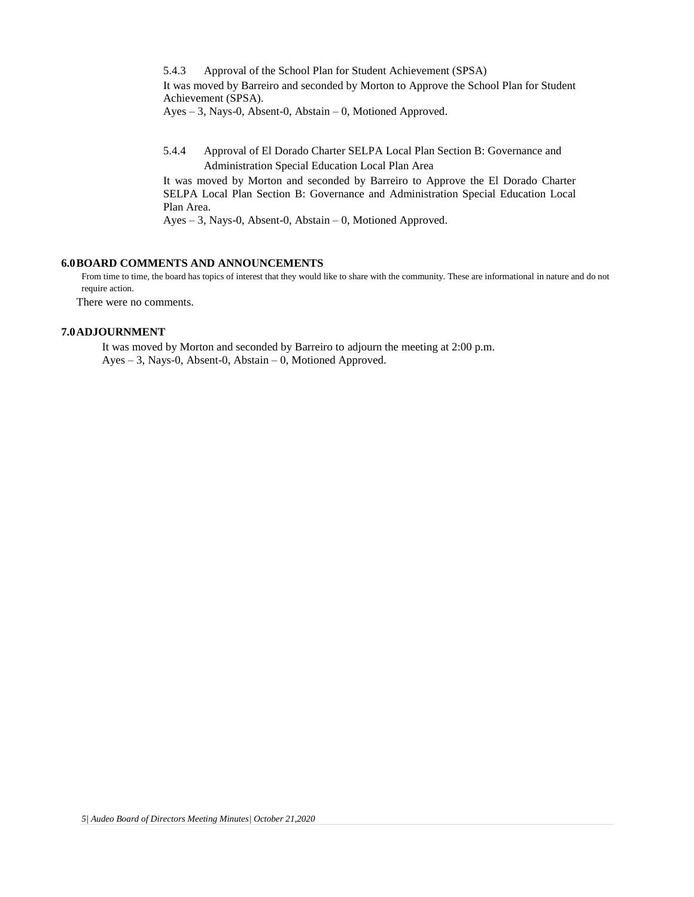5.4.3 Approval of the School Plan for Student Achievement (SPSA)

It was moved by Barreiro and seconded by Morton to Approve the School Plan for Student Achievement (SPSA).

Ayes – 3, Nays-0, Absent-0, Abstain – 0, Motioned Approved.

5.4.4 Approval of El Dorado Charter SELPA Local Plan Section B: Governance and Administration Special Education Local Plan Area

It was moved by Morton and seconded by Barreiro to Approve the El Dorado Charter SELPA Local Plan Section B: Governance and Administration Special Education Local Plan Area.

Ayes – 3, Nays-0, Absent-0, Abstain – 0, Motioned Approved.

## 6.0 BOARD COMMENTS AND ANNOUNCEMENTS

From time to time, the board has topics of interest that they would like to share with the community. These are informational in nature and do not require action.

There were no comments.

## 7.0 ADJOURNMENT

It was moved by Morton and seconded by Barreiro to adjourn the meeting at 2:00 p.m.

Ayes – 3, Nays-0, Absent-0, Abstain – 0, Motioned Approved.